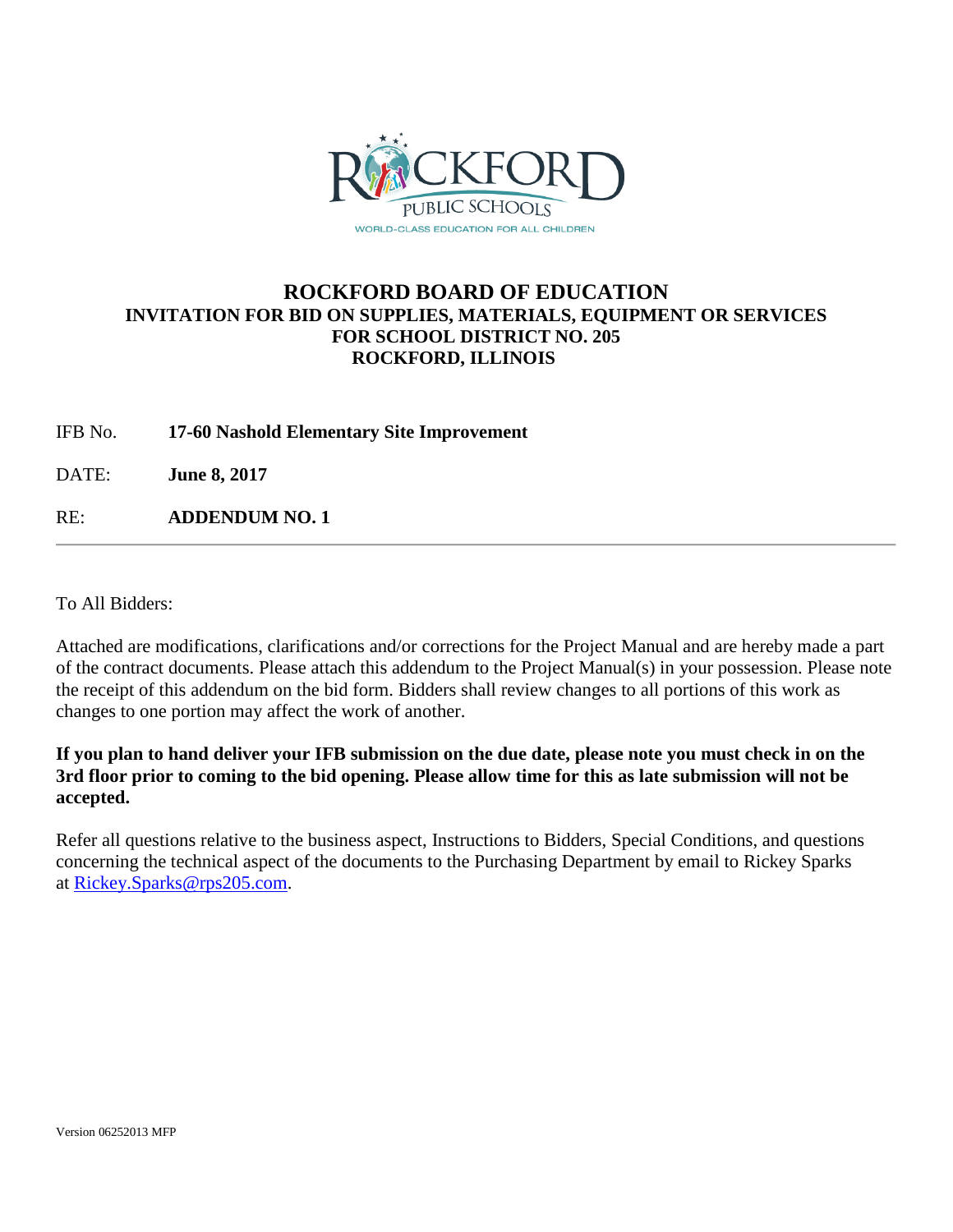ROCKFORD PUBLIC SCHOOLS

WORLD-CLASS EDUCATION FOR ALL CHILDREN

# ROCKFORD BOARD OF EDUCATION

## INVITATION FOR BID ON SUPPLIES, MATERIALS, EQUIPMENT OR SERVICES FOR SCHOOL DISTRICT NO. 205 ROCKFORD, ILLINOIS

IFB No. **17-60 Nashold Elementary Site Improvement**

DATE: **June 8, 2017**

RE: **ADDENDUM NO. 1**

---

To All Bidders:

Attached are modifications, clarifications and/or corrections for the Project Manual and are hereby made a part of the contract documents. Please attach this addendum to the Project Manual(s) in your possession. Please note the receipt of this addendum on the bid form. Bidders shall review changes to all portions of this work as changes to one portion may affect the work of another.

**If you plan to hand deliver your IFB submission on the due date, please note you must check in on the 3rd floor prior to coming to the bid opening. Please allow time for this as late submission will not be accepted.**

Refer all questions relative to the business aspect, Instructions to Bidders, Special Conditions, and questions concerning the technical aspect of the documents to the Purchasing Department by email to Rickey Sparks at Rickey.Sparks@rps205.com.

Version 06252013 MFP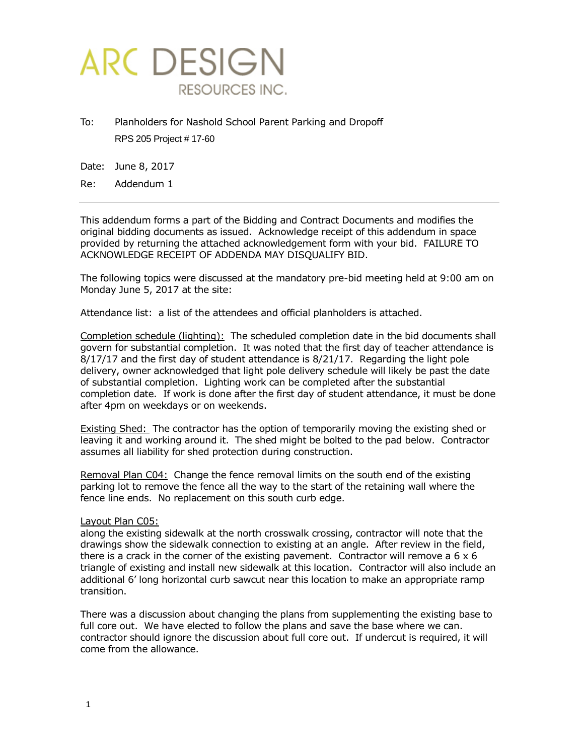# ARC DESIGN

RESOURCES INC.

To: Planholders for Nashold School Parent Parking and Dropoff
RPS 205 Project # 17-60

Date: June 8, 2017

Re: Addendum 1

---

This addendum forms a part of the Bidding and Contract Documents and modifies the original bidding documents as issued. Acknowledge receipt of this addendum in space provided by returning the attached acknowledgement form with your bid. FAILURE TO ACKNOWLEDGE RECEIPT OF ADDENDA MAY DISQUALIFY BID.

The following topics were discussed at the mandatory pre-bid meeting held at 9:00 am on Monday June 5, 2017 at the site:

Attendance list: a list of the attendees and official planholders is attached.

Completion schedule (lighting): The scheduled completion date in the bid documents shall govern for substantial completion. It was noted that the first day of teacher attendance is 8/17/17 and the first day of student attendance is 8/21/17. Regarding the light pole delivery, owner acknowledged that light pole delivery schedule will likely be past the date of substantial completion. Lighting work can be completed after the substantial completion date. If work is done after the first day of student attendance, it must be done after 4pm on weekdays or on weekends.

Existing Shed: The contractor has the option of temporarily moving the existing shed or leaving it and working around it. The shed might be bolted to the pad below. Contractor assumes all liability for shed protection during construction.

Removal Plan C04: Change the fence removal limits on the south end of the existing parking lot to remove the fence all the way to the start of the retaining wall where the fence line ends. No replacement on this south curb edge.

Layout Plan C05:
along the existing sidewalk at the north crosswalk crossing, contractor will note that the drawings show the sidewalk connection to existing at an angle. After review in the field, there is a crack in the corner of the existing pavement. Contractor will remove a 6 x 6 triangle of existing and install new sidewalk at this location. Contractor will also include an additional 6' long horizontal curb sawcut near this location to make an appropriate ramp transition.

There was a discussion about changing the plans from supplementing the existing base to full core out. We have elected to follow the plans and save the base where we can. contractor should ignore the discussion about full core out. If undercut is required, it will come from the allowance.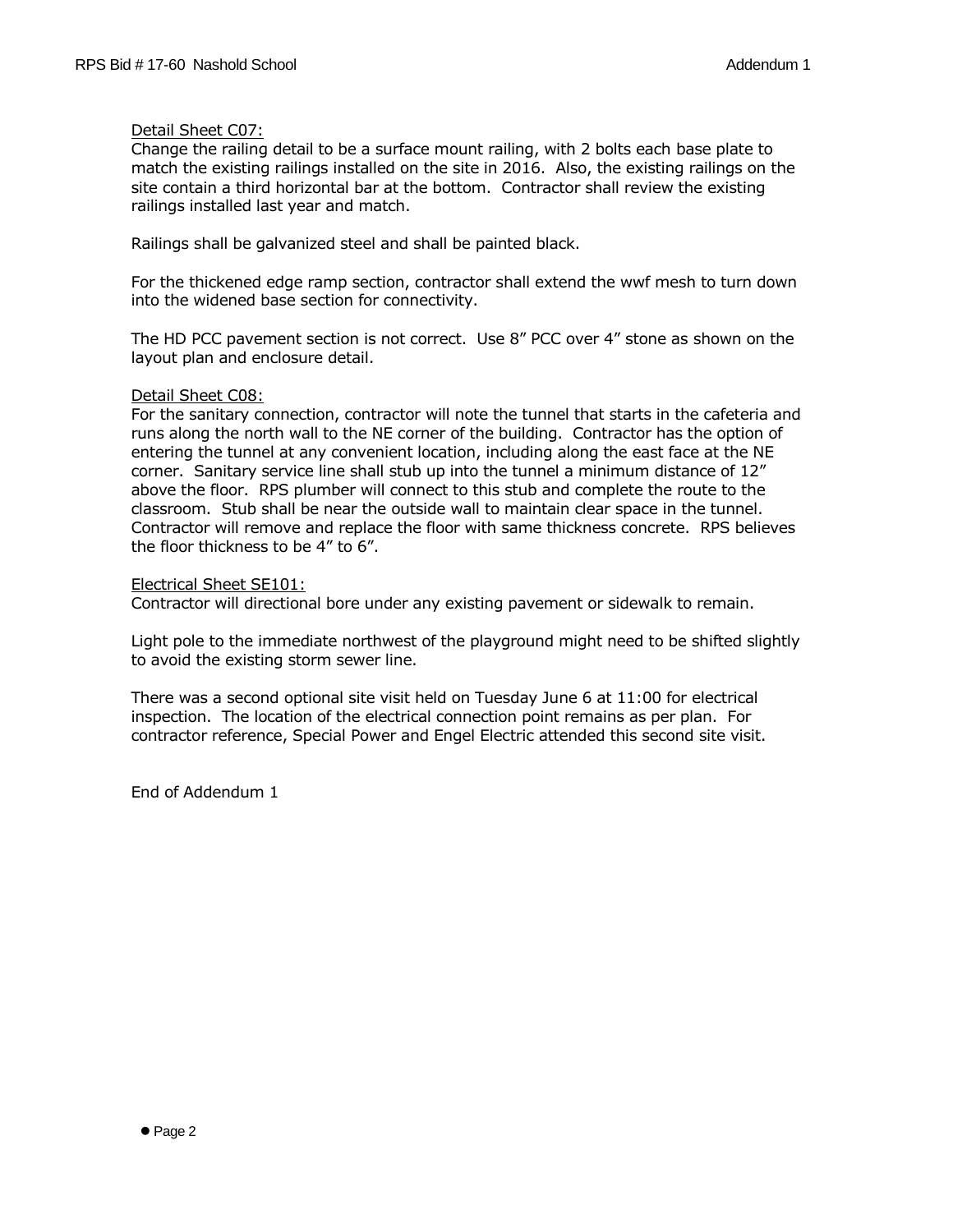Detail Sheet C07:

Change the railing detail to be a surface mount railing, with 2 bolts each base plate to match the existing railings installed on the site in 2016. Also, the existing railings on the site contain a third horizontal bar at the bottom. Contractor shall review the existing railings installed last year and match.

Railings shall be galvanized steel and shall be painted black.

For the thickened edge ramp section, contractor shall extend the wwf mesh to turn down into the widened base section for connectivity.

The HD PCC pavement section is not correct. Use 8" PCC over 4" stone as shown on the layout plan and enclosure detail.

Detail Sheet C08:

For the sanitary connection, contractor will note the tunnel that starts in the cafeteria and runs along the north wall to the NE corner of the building. Contractor has the option of entering the tunnel at any convenient location, including along the east face at the NE corner. Sanitary service line shall stub up into the tunnel a minimum distance of 12" above the floor. RPS plumber will connect to this stub and complete the route to the classroom. Stub shall be near the outside wall to maintain clear space in the tunnel. Contractor will remove and replace the floor with same thickness concrete. RPS believes the floor thickness to be 4" to 6".

Electrical Sheet SE101:

Contractor will directional bore under any existing pavement or sidewalk to remain.

Light pole to the immediate northwest of the playground might need to be shifted slightly to avoid the existing storm sewer line.

There was a second optional site visit held on Tuesday June 6 at 11:00 for electrical inspection. The location of the electrical connection point remains as per plan. For contractor reference, Special Power and Engel Electric attended this second site visit.

End of Addendum 1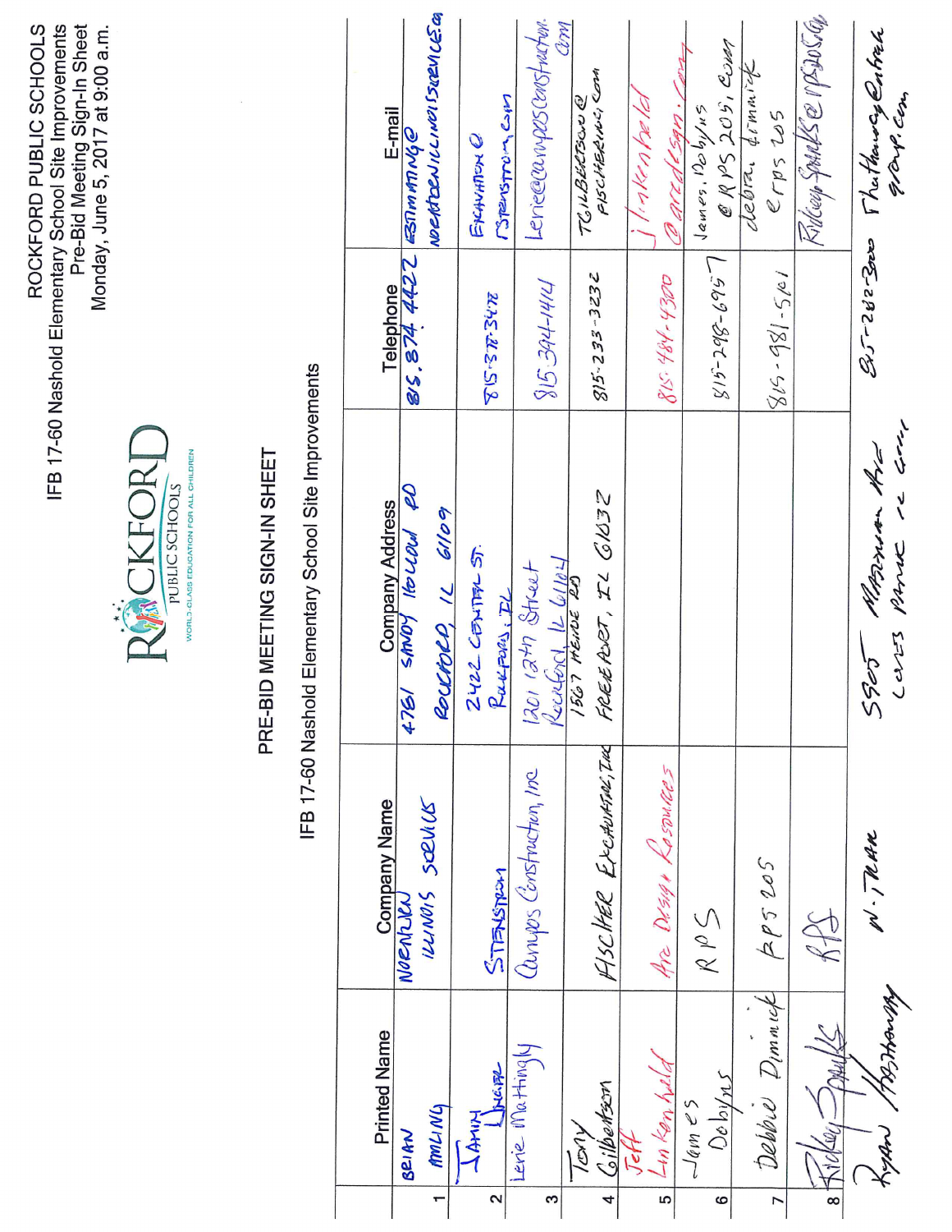ROCKFORD PUBLIC SCHOOLS
IFB 17-60 Nashold Elementary School Site Improvements
Pre-Bid Meeting Sign-In Sheet
Monday, June 5, 2017 at 9:00 a.m.

ROCKFORD PUBLIC SCHOOLS
WORLD-CLASS EDUCATION FOR ALL CHILDREN

# PRE-BID MEETING SIGN-IN SHEET

## IFB 17-60 Nashold Elementary School Site Improvements

| | Printed Name | Company Name | Company Address | Telephone | E-mail |
|---|---|---|---|---|---|
| 1 | BRIAN AMLING | NORTHERN ILLINOIS SERVICES | 4761 SANDY HOLLOW RD ROCKFORD, IL 61109 | 815.874.4422 | ESTIMATING@NORTHERNILLINOISSERVICES.COM |
| 2 | TAMMY SNEIDER | STENSTROM | 2422 CENTER ST. ROCKFORD, IL | 815-378-3478 | EXCAVATION@RSTENSTROM.COM |
| 3 | Lerie Mattingly | Campos Construction, Inc | 1201 12th Street Rockford, IL 61104 | 815-394-1414 | Lerie@camposconstruction.com |
| 4 | Tony Gilbertson | FISCHER EXCAVATING, INC | 1567 HEINE RD FREEPORT, IL 61032 | 815-233-3232 | TGILBERTSON@FISCHERINC.COM |
| 5 | Jeff Linkenheld | Arc Design Resources | | 815-484-4300 | jlinkenheld@arcdesign.com |
| 6 | James Dobyns | RPS | | 815-298-6957 | James.Dobyns@RPS205.com |
| 7 | Debbie Dimmick | RPS 205 | | 815-981-5161 | debbie.dimmick@rps205 |
| 8 | Rickey Sparks | RPS | | | Rickey.Sparks@rps205.com |
| | Ryan Hathaway | W.TRAN | 5505 Marsman Ave Loves Park IL | 815-282-3000 | rhathaway@wtrangroup.com |